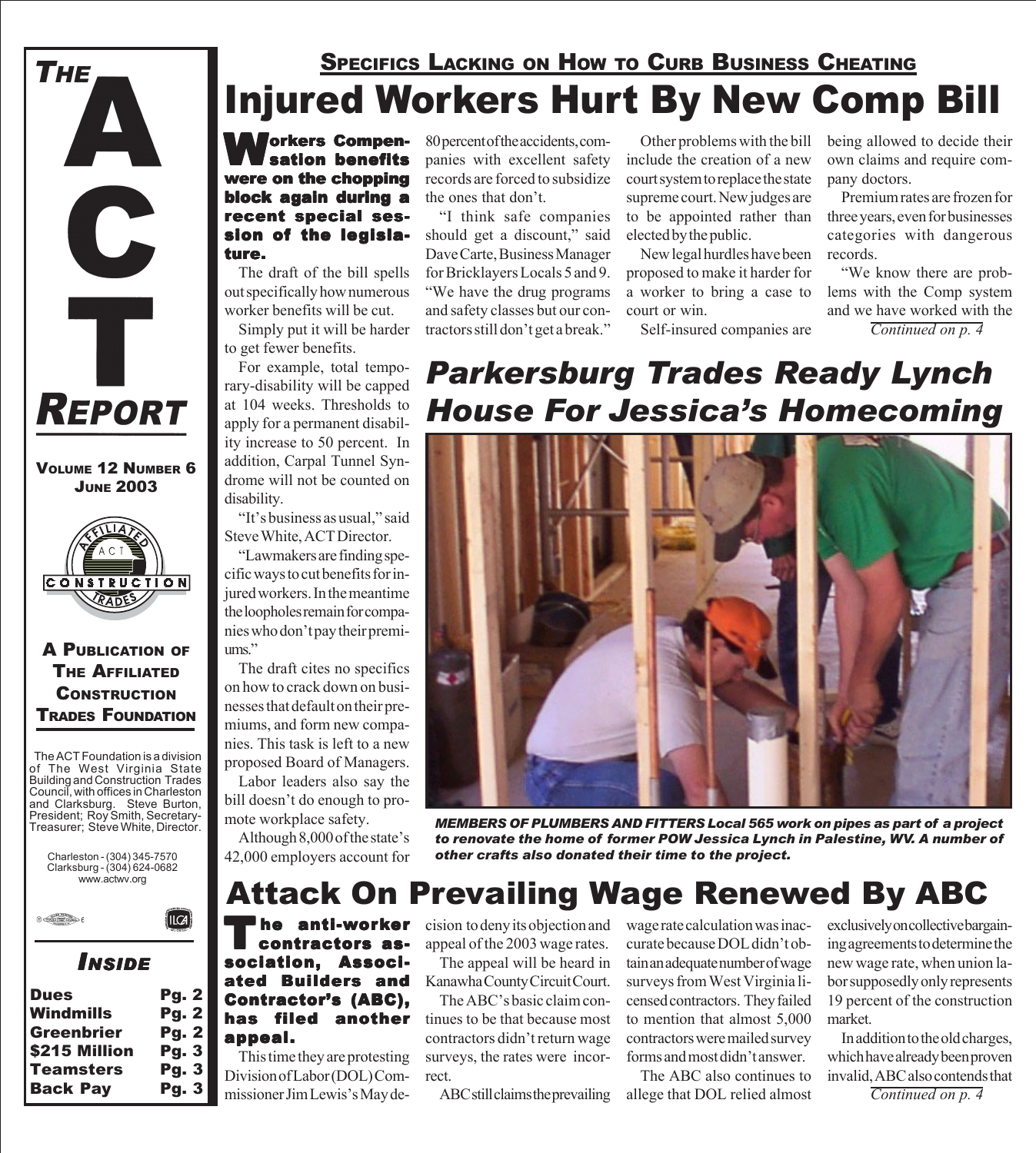# THE ACT REPORT

**VOLUME 12 NUMBER 6**
**JUNE 2003**

**A PUBLICATION OF THE AFFILIATED CONSTRUCTION TRADES FOUNDATION**

The ACT Foundation is a division of The West Virginia State Building and Construction Trades Council, with offices in Charleston and Clarksburg. Steve Burton, President; Roy Smith, Secretary-Treasurer; Steve White, Director.

Charleston - (304) 345-7570
Clarksburg - (304) 624-0682
www.actwv.org

### INSIDE

| | |
|---|---|
| Dues | Pg. 2 |
| Windmills | Pg. 2 |
| Greenbrier | Pg. 2 |
| $215 Million | Pg. 3 |
| Teamsters | Pg. 3 |
| Back Pay | Pg. 3 |

## SPECIFICS LACKING ON HOW TO CURB BUSINESS CHEATING

# Injured Workers Hurt By New Comp Bill

**Workers Compensation benefits were on the chopping block again during a recent special session of the legislature.**

The draft of the bill spells out specifically how numerous worker benefits will be cut.

Simply put it will be harder to get fewer benefits.

For example, total temporary-disability will be capped at 104 weeks. Thresholds to apply for a permanent disability increase to 50 percent. In addition, Carpal Tunnel Syndrome will not be counted on disability.

"It's business as usual," said Steve White, ACT Director.

"Lawmakers are finding specific ways to cut benefits for injured workers. In the meantime the loopholes remain for companies who don't pay their premiums."

The draft cites no specifics on how to crack down on businesses that default on their premiums, and form new companies. This task is left to a new proposed Board of Managers.

Labor leaders also say the bill doesn't do enough to promote workplace safety.

Although 8,000 of the state's 42,000 employers account for 80 percent of the accidents, companies with excellent safety records are forced to subsidize the ones that don't.

"I think safe companies should get a discount," said Dave Carte, Business Manager for Bricklayers Locals 5 and 9. "We have the drug programs and safety classes but our contractors still don't get a break."

Other problems with the bill include the creation of a new court system to replace the state supreme court. New judges are to be appointed rather than elected by the public.

New legal hurdles have been proposed to make it harder for a worker to bring a case to court or win.

Self-insured companies are being allowed to decide their own claims and require company doctors.

Premium rates are frozen for three years, even for businesses categories with dangerous records.

"We know there are problems with the Comp system and we have worked with the

*Continued on p. 4*

## *Parkersburg Trades Ready Lynch House For Jessica's Homecoming*

*MEMBERS OF PLUMBERS AND FITTERS Local 565 work on pipes as part of a project to renovate the home of former POW Jessica Lynch in Palestine, WV. A number of other crafts also donated their time to the project.*

# Attack On Prevailing Wage Renewed By ABC

**The anti-worker contractors association, Associated Builders and Contractor's (ABC), has filed another appeal.**

This time they are protesting Division of Labor (DOL) Commissioner Jim Lewis's May decision to deny its objection and appeal of the 2003 wage rates.

The appeal will be heard in Kanawha County Circuit Court.

The ABC's basic claim continues to be that because most contractors didn't return wage surveys, the rates were incorrect.

ABC still claims the prevailing wage rate calculation was inaccurate because DOL didn't obtain an adequate number of wage surveys from West Virginia licensed contractors. They failed to mention that almost 5,000 contractors were mailed survey forms and most didn't answer.

The ABC also continues to allege that DOL relied almost exclusively on collective bargaining agreements to determine the new wage rate, when union labor supposedly only represents 19 percent of the construction market.

In addition to the old charges, which have already been proven invalid, ABC also contends that

*Continued on p. 4*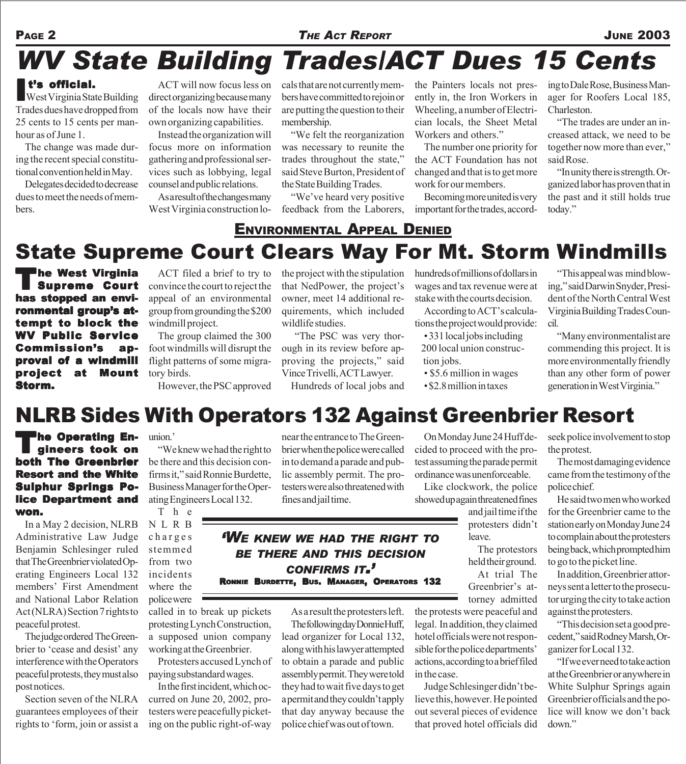# WV State Building Trades/ACT Dues 15 Cents

**It's official.** West Virginia State Building Trades dues have dropped from 25 cents to 15 cents per man-hour as of June 1.

The change was made during the recent special constitutional convention held in May.

Delegates decided to decrease dues to meet the needs of members.

ACT will now focus less on direct organizing because many of the locals now have their own organizing capabilities.

Instead the organization will focus more on information gathering and professional services such as lobbying, legal counsel and public relations.

As a result of the changes many West Virginia construction locals that are not currently members have committed to rejoin or are putting the question to their membership.

"We felt the reorganization was necessary to reunite the trades throughout the state," said Steve Burton, President of the State Building Trades.

"We've heard very positive feedback from the Laborers, the Painters locals not presently in, the Iron Workers in Wheeling, a number of Electrician locals, the Sheet Metal Workers and others."

The number one priority for the ACT Foundation has not changed and that is to get more work for our members.

Becoming more united is very important for the trades, according to Dale Rose, Business Manager for Roofers Local 185, Charleston.

"The trades are under an increased attack, we need to be together now more than ever," said Rose.

"In unity there is strength. Organized labor has proven that in the past and it still holds true today."

## ENVIRONMENTAL APPEAL DENIED

# State Supreme Court Clears Way For Mt. Storm Windmills

**The West Virginia Supreme Court has stopped an environmental group's attempt to block the WV Public Service Commission's approval of a windmill project at Mount Storm.**

ACT filed a brief to try to convince the court to reject the appeal of an environmental group from grounding the $200 windmill project.

The group claimed the 300 foot windmills will disrupt the flight patterns of some migratory birds.

However, the PSC approved the project with the stipulation that NedPower, the project's owner, meet 14 additional requirements, which included wildlife studies.

"The PSC was very thorough in its review before approving the projects," said Vince Trivelli, ACT Lawyer.

Hundreds of local jobs and hundreds of millions of dollars in wages and tax revenue were at stake with the courts decision.

According to ACT's calculations the project would provide:

- 331 local jobs including 200 local union construction jobs.
- $5.6 million in wages
- $2.8 million in taxes

"This appeal was mind blowing," said Darwin Snyder, President of the North Central West Virginia Building Trades Council.

"Many environmentalist are commending this project. It is more environmentally friendly than any other form of power generation in West Virginia."

# NLRB Sides With Operators 132 Against Greenbrier Resort

**The Operating Engineers took on both The Greenbrier Resort and the White Sulphur Springs Police Department and won.**

In a May 2 decision, NLRB Administrative Law Judge Benjamin Schlesinger ruled that The Greenbrier violated Operating Engineers Local 132 members' First Amendment and National Labor Relation Act (NLRA) Section 7 rights to peaceful protest.

The judge ordered The Greenbrier to 'cease and desist' any interference with the Operators peaceful protests, they must also post notices.

Section seven of the NLRA guarantees employees of their rights to 'form, join or assist a union.'

"We knew we had the right to be there and this decision confirms it," said Ronnie Burdette, Business Manager for the Operating Engineers Local 132.

> *'We knew we had the right to be there and this decision confirms it.'*
> **Ronnie Burdette, Bus. Manager, Operators 132**

The NLRB charges stemmed from two incidents where the police were called in to break up pickets protesting Lynch Construction, a supposed union company working at the Greenbrier.

Protesters accused Lynch of paying substandard wages.

In the first incident, which occurred on June 20, 2002, protesters were peacefully picketing on the public right-of-way near the entrance to The Greenbrier when the police were called in to demand a parade and public assembly permit. The protesters were also threatened with fines and jail time.

As a result the protesters left.

The following day Donnie Huff, lead organizer for Local 132, along with his lawyer attempted to obtain a parade and public assembly permit. They were told they had to wait five days to get a permit and they couldn't apply that day anyway because the police chief was out of town.

On Monday June 24 Huff decided to proceed with the protest assuming the parade permit ordinance was unenforceable.

Like clockwork, the police showed up again threatened fines and jail time if the protesters didn't leave.

The protestors held their ground.

At trial The Greenbrier's attorney admitted the protests were peaceful and legal. In addition, they claimed hotel officials were not responsible for the police departments' actions, according to a brief filed in the case.

Judge Schlesinger didn't believe this, however. He pointed out several pieces of evidence that proved hotel officials did seek police involvement to stop the protest.

The most damaging evidence came from the testimony of the police chief.

He said two men who worked for the Greenbrier came to the station early on Monday June 24 to complain about the protesters being back, which prompted him to go to the picket line.

In addition, Greenbrier attorneys sent a letter to the prosecutor urging the city to take action against the protesters.

"This decision set a good precedent," said Rodney Marsh, Organizer for Local 132.

"If we ever need to take action at the Greenbrier or anywhere in White Sulphur Springs again Greenbrier officials and the police will know we don't back down."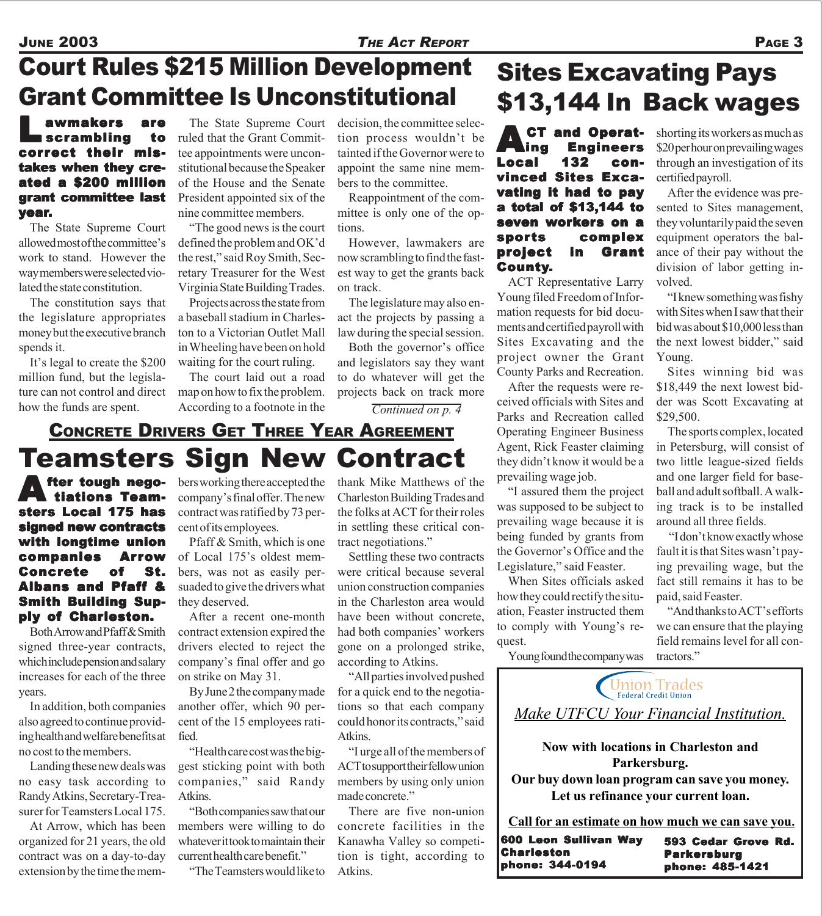# Court Rules $215 Million Development Grant Committee Is Unconstitutional

**Lawmakers are scrambling to correct their mistakes when they created a $200 million grant committee last year.**

The State Supreme Court allowed most of the committee's work to stand. However the way members were selected violated the state constitution.

The constitution says that the legislature appropriates money but the executive branch spends it.

It's legal to create the $200 million fund, but the legislature can not control and direct how the funds are spent.

The State Supreme Court ruled that the Grant Committee appointments were unconstitutional because the Speaker of the House and the Senate President appointed six of the nine committee members.

"The good news is the court defined the problem and OK'd the rest," said Roy Smith, Secretary Treasurer for the West Virginia State Building Trades.

Projects across the state from a baseball stadium in Charleston to a Victorian Outlet Mall in Wheeling have been on hold waiting for the court ruling.

The court laid out a road map on how to fix the problem. According to a footnote in the decision, the committee selection process wouldn't be tainted if the Governor were to appoint the same nine members to the committee.

Reappointment of the committee is only one of the options.

However, lawmakers are now scrambling to find the fastest way to get the grants back on track.

The legislature may also enact the projects by passing a law during the special session.

Both the governor's office and legislators say they want to do whatever will get the projects back on track more

*Continued on p. 4*

## Concrete Drivers Get Three Year Agreement

# Teamsters Sign New Contract

**After tough negotiations Teamsters Local 175 has signed new contracts with longtime union companies Arrow Concrete of St. Albans and Pfaff & Smith Building Supply of Charleston.**

Both Arrow and Pfaff & Smith signed three-year contracts, which include pension and salary increases for each of the three years.

In addition, both companies also agreed to continue providing health and welfare benefits at no cost to the members.

Landing these new deals was no easy task according to Randy Atkins, Secretary-Treasurer for Teamsters Local 175.

At Arrow, which has been organized for 21 years, the old contract was on a day-to-day extension by the time the members working there accepted the company's final offer. The new contract was ratified by 73 percent of its employees.

Pfaff & Smith, which is one of Local 175's oldest members, was not as easily persuaded to give the drivers what they deserved.

After a recent one-month contract extension expired the drivers elected to reject the company's final offer and go on strike on May 31.

By June 2 the company made another offer, which 90 percent of the 15 employees ratified.

"Health care cost was the biggest sticking point with both companies," said Randy Atkins.

"Both companies saw that our members were willing to do whatever it took to maintain their current health care benefit."

"The Teamsters would like to thank Mike Matthews of the Charleston Building Trades and the folks at ACT for their roles in settling these critical contract negotiations."

Settling these two contracts were critical because several union construction companies in the Charleston area would have been without concrete, had both companies' workers gone on a prolonged strike, according to Atkins.

"All parties involved pushed for a quick end to the negotiations so that each company could honor its contracts," said Atkins.

"I urge all of the members of ACT to support their fellow union members by using only union made concrete."

There are five non-union concrete facilities in the Kanawha Valley so competition is tight, according to Atkins.

# Sites Excavating Pays $13,144 In Back wages

**ACT and Operating Engineers Local 132 convinced Sites Excavating it had to pay a total of $13,144 to seven workers on a sports complex project in Grant County.**

ACT Representative Larry Young filed Freedom of Information requests for bid documents and certified payroll with Sites Excavating and the project owner the Grant County Parks and Recreation.

After the requests were received officials with Sites and Parks and Recreation called Operating Engineer Business Agent, Rick Feaster claiming they didn't know it would be a prevailing wage job.

"I assured them the project was supposed to be subject to prevailing wage because it is being funded by grants from the Governor's Office and the Legislature," said Feaster.

When Sites officials asked how they could rectify the situation, Feaster instructed them to comply with Young's request.

Young found the company was shorting its workers as much as $20 per hour on prevailing wages through an investigation of its certified payroll.

After the evidence was presented to Sites management, they voluntarily paid the seven equipment operators the balance of their pay without the division of labor getting involved.

"I knew something was fishy with Sites when I saw that their bid was about $10,000 less than the next lowest bidder," said Young.

Sites winning bid was $18,449 the next lowest bidder was Scott Excavating at $29,500.

The sports complex, located in Petersburg, will consist of two little league-sized fields and one larger field for baseball and adult softball. A walking track is to be installed around all three fields.

"I don't know exactly whose fault it is that Sites wasn't paying prevailing wage, but the fact still remains it has to be paid, said Feaster.

"And thanks to ACT's efforts we can ensure that the playing field remains level for all contractors."

---

**Union Trades Federal Credit Union**

*Make UTFCU Your Financial Institution.*

**Now with locations in Charleston and Parkersburg.**
**Our buy down loan program can save you money.**
**Let us refinance your current loan.**

**Call for an estimate on how much we can save you.**

**600 Leon Sullivan Way**
**Charleston**
**phone: 344-0194**

**593 Cedar Grove Rd.**
**Parkersburg**
**phone: 485-1421**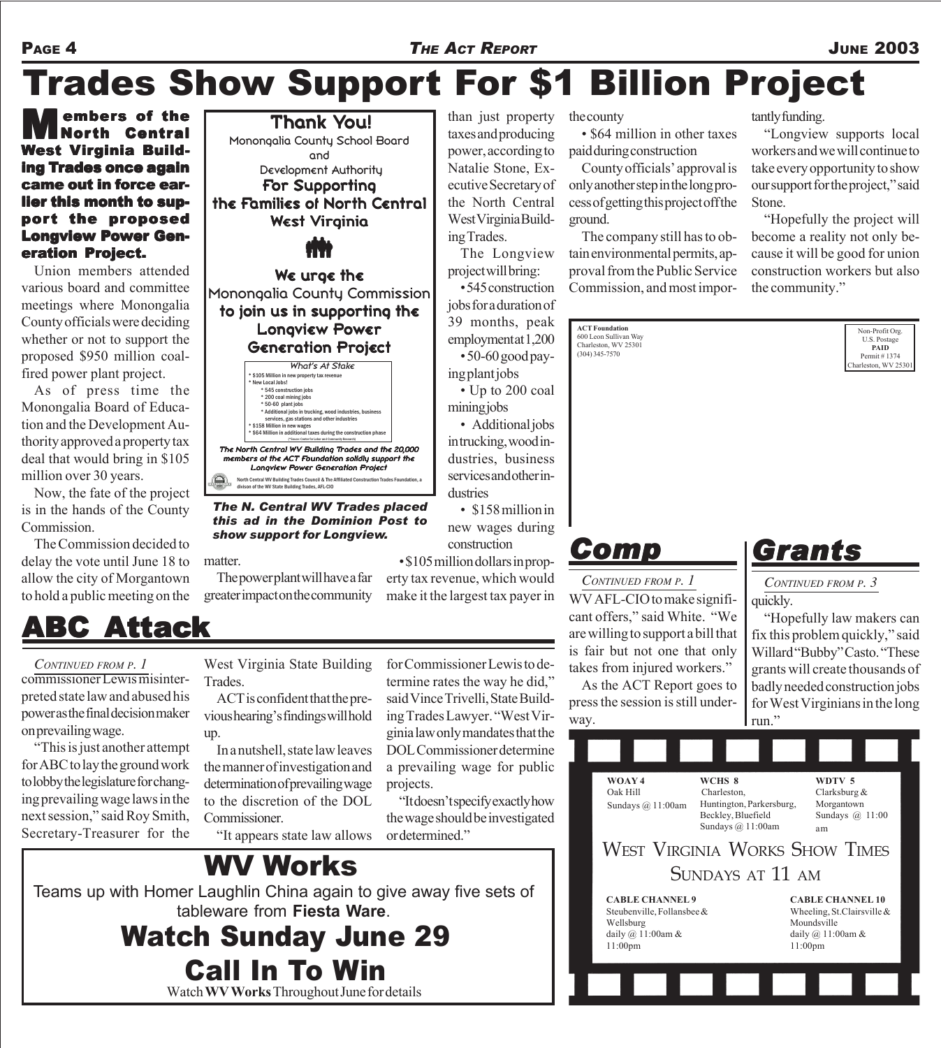# Trades Show Support For $1 Billion Project

**Members of the North Central West Virginia Building Trades once again came out in force earlier this month to support the proposed Longview Power Generation Project.**

Union members attended various board and committee meetings where Monongalia County officials were deciding whether or not to support the proposed $950 million coal-fired power plant project.

As of press time the Monongalia Board of Education and the Development Authority approved a property tax deal that would bring in $105 million over 30 years.

Now, the fate of the project is in the hands of the County Commission.

The Commission decided to delay the vote until June 18 to allow the city of Morgantown to hold a public meeting on the matter.

The power plant will have a far greater impact on the community than just property taxes and producing power, according to Natalie Stone, Executive Secretary of the North Central West Virginia Building Trades.

The Longview project will bring:

- 545 construction jobs for a duration of 39 months, peak employment at 1,200
- 50-60 good paying plant jobs
- Up to 200 coal mining jobs
- Additional jobs in trucking, wood industries, business services and other industries
- $158 million in new wages during construction
- $105 million dollars in property tax revenue, which would make it the largest tax payer in the county
- $64 million in other taxes paid during construction

County officials' approval is only another step in the long process of getting this project off the ground.

The company still has to obtain environmental permits, approval from the Public Service Commission, and most importantly funding.

"Longview supports local workers and we will continue to take every opportunity to show our support for the project," said Stone.

"Hopefully the project will become a reality not only because it will be good for union construction workers but also the community."

---

**Thank You!**

Monongalia County School Board
and
Development Authority
**For Supporting the Families of North Central West Virginia**

**We urge the Monongalia County Commission to join us in supporting the Longview Power Generation Project**

*What's At Stake*

- $105 Million in new property tax revenue
- New Local Jobs!
  - 545 construction jobs
  - 200 coal mining jobs
  - 50-60 plant jobs
  - Additional jobs in trucking, wood industries, business services, gas stations and other industries
- $158 Million in new wages
- $64 Million in additional taxes during the construction phase

(*Source: Center for Labor and Community Research)

***The North Central WV Building Trades and the 20,000 members of the ACT Foundation solidly support the Longview Power Generation Project***

North Central WV Building Trades Council & The Affiliated Construction Trades Foundation, a divison of the WV State Building Trades, AFL-CIO

***The N. Central WV Trades placed this ad in the Dominion Post to show support for Longview.***

---

ACT Foundation
600 Leon Sullivan Way
Charleston, WV 25301
(304) 345-7570

Non-Profit Org.
U.S. Postage
**PAID**
Permit # 1374
Charleston, WV 25301

---

# ABC Attack

*CONTINUED FROM P. 1*

commissioner Lewis misinterpreted state law and abused his power as the final decision maker on prevailing wage.

"This is just another attempt for ABC to lay the ground work to lobby the legislature for changing prevailing wage laws in the next session," said Roy Smith, Secretary-Treasurer for the West Virginia State Building Trades.

ACT is confident that the previous hearing's findings will hold up.

In a nutshell, state law leaves the manner of investigation and determination of prevailing wage to the discretion of the DOL Commissioner.

"It appears state law allows for Commissioner Lewis to determine rates the way he did," said Vince Trivelli, State Building Trades Lawyer. "West Virginia law only mandates that the DOL Commissioner determine a prevailing wage for public projects.

"It doesn't specify exactly how the wage should be investigated or determined."

# Comp

*CONTINUED FROM P. 1*

WV AFL-CIO to make significant offers," said White. "We are willing to support a bill that is fair but not one that only takes from injured workers."

As the ACT Report goes to press the session is still underway.

# Grants

*CONTINUED FROM P. 3*

quickly.

"Hopefully law makers can fix this problem quickly," said Willard "Bubby" Casto. "These grants will create thousands of badly needed construction jobs for West Virginians in the long run."

---

# WV Works

Teams up with Homer Laughlin China again to give away five sets of tableware from **Fiesta Ware**.

## Watch Sunday June 29

## Call In To Win

Watch **WV Works** Throughout June for details

---

**WOAY 4**
Oak Hill
Sundays @ 11:00am

**WCHS 8**
Charleston, Huntington, Parkersburg, Beckley, Bluefield
Sundays @ 11:00am

**WDTV 5**
Clarksburg & Morgantown
Sundays @ 11:00 am

## West Virginia Works Show Times

## Sundays at 11 AM

**CABLE CHANNEL 9**
Steubenville, Follansbee & Wellsburg
daily @ 11:00am & 11:00pm

**CABLE CHANNEL 10**
Wheeling, St.Clairsville & Moundsville
daily @ 11:00am & 11:00pm